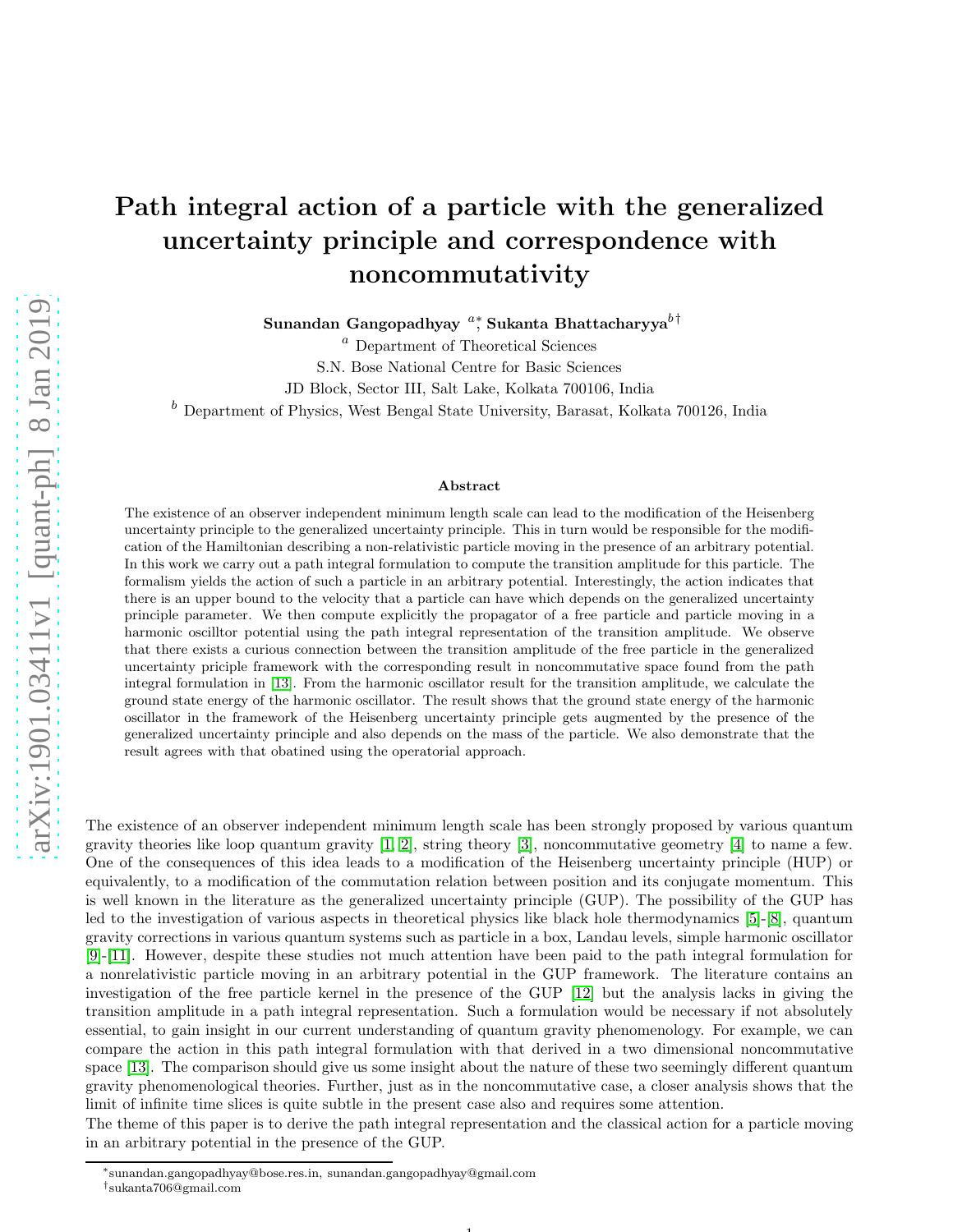# Path integral action of a particle with the generalized uncertainty principle and correspondence with noncommutativity

**Sunandan Gangopadhyay** [a*], **Sukanta Bhattacharyya** [b†]

[a] Department of Theoretical Sciences
S.N. Bose National Centre for Basic Sciences
JD Block, Sector III, Salt Lake, Kolkata 700106, India

[b] Department of Physics, West Bengal State University, Barasat, Kolkata 700126, India

## Abstract

The existence of an observer independent minimum length scale can lead to the modification of the Heisenberg uncertainty principle to the generalized uncertainty principle. This in turn would be responsible for the modification of the Hamiltonian describing a non-relativistic particle moving in the presence of an arbitrary potential. In this work we carry out a path integral formulation to compute the transition amplitude for this particle. The formalism yields the action of such a particle in an arbitrary potential. Interestingly, the action indicates that there is an upper bound to the velocity that a particle can have which depends on the generalized uncertainty principle parameter. We then compute explicitly the propagator of a free particle and particle moving in a harmonic oscilltor potential using the path integral representation of the transition amplitude. We observe that there exists a curious connection between the transition amplitude of the free particle in the generalized uncertainty priciple framework with the corresponding result in noncommutative space found from the path integral formulation in [13]. From the harmonic oscillator result for the transition amplitude, we calculate the ground state energy of the harmonic oscillator. The result shows that the ground state energy of the harmonic oscillator in the framework of the Heisenberg uncertainty principle gets augmented by the presence of the generalized uncertainty principle and also depends on the mass of the particle. We also demonstrate that the result agrees with that obatined using the operatorial approach.

The existence of an observer independent minimum length scale has been strongly proposed by various quantum gravity theories like loop quantum gravity [1, 2], string theory [3], noncommutative geometry [4] to name a few. One of the consequences of this idea leads to a modification of the Heisenberg uncertainty principle (HUP) or equivalently, to a modification of the commutation relation between position and its conjugate momentum. This is well known in the literature as the generalized uncertainty principle (GUP). The possibility of the GUP has led to the investigation of various aspects in theoretical physics like black hole thermodynamics [5]-[8], quantum gravity corrections in various quantum systems such as particle in a box, Landau levels, simple harmonic oscillator [9]-[11]. However, despite these studies not much attention have been paid to the path integral formulation for a nonrelativistic particle moving in an arbitrary potential in the GUP framework. The literature contains an investigation of the free particle kernel in the presence of the GUP [12] but the analysis lacks in giving the transition amplitude in a path integral representation. Such a formulation would be necessary if not absolutely essential, to gain insight in our current understanding of quantum gravity phenomenology. For example, we can compare the action in this path integral formulation with that derived in a two dimensional noncommutative space [13]. The comparison should give us some insight about the nature of these two seemingly different quantum gravity phenomenological theories. Further, just as in the noncommutative case, a closer analysis shows that the limit of infinite time slices is quite subtle in the present case also and requires some attention.

The theme of this paper is to derive the path integral representation and the classical action for a particle moving in an arbitrary potential in the presence of the GUP.

---

*sunandan.gangopadhyay@bose.res.in, sunandan.gangopadhyay@gmail.com

†sukanta706@gmail.com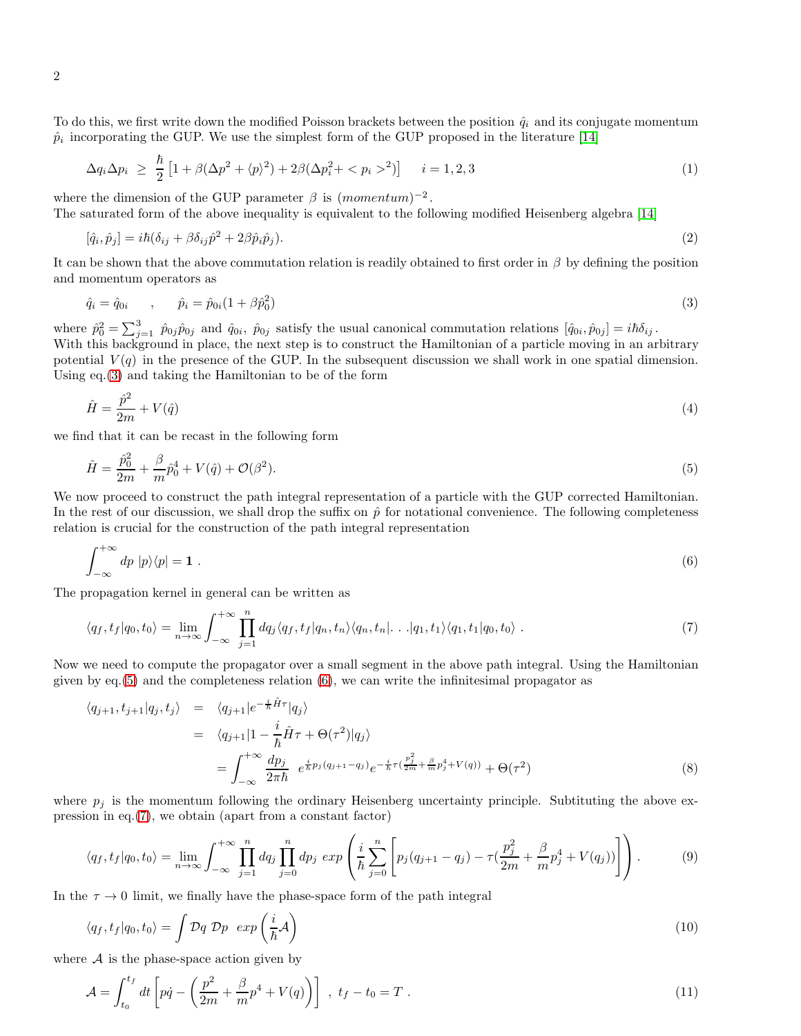To do this, we first write down the modified Poisson brackets between the position $\hat{q}_i$ and its conjugate momentum $\hat{p}_i$ incorporating the GUP. We use the simplest form of the GUP proposed in the literature [14]

$$\Delta q_i \Delta p_i \geq \frac{\hbar}{2}\left[1 + \beta(\Delta p^2 + \langle p\rangle^2) + 2\beta(\Delta p_i^2 + < p_i >^2)\right] \quad i = 1, 2, 3 \tag{1}$$

where the dimension of the GUP parameter $\beta$ is $(momentum)^{-2}$.
The saturated form of the above inequality is equivalent to the following modified Heisenberg algebra [14]

$$[\hat{q}_i, \hat{p}_j] = i\hbar(\delta_{ij} + \beta\delta_{ij}\hat{p}^2 + 2\beta\hat{p}_i\hat{p}_j). \tag{2}$$

It can be shown that the above commutation relation is readily obtained to first order in $\beta$ by defining the position and momentum operators as

$$\hat{q}_i = \hat{q}_{0i} \quad , \quad \hat{p}_i = \hat{p}_{0i}(1 + \beta\hat{p}_0^2) \tag{3}$$

where $\hat{p}_0^2 = \sum_{j=1}^{3} \hat{p}_{0j}\hat{p}_{0j}$ and $\hat{q}_{0i}, \hat{p}_{0j}$ satisfy the usual canonical commutation relations $[\hat{q}_{0i}, \hat{p}_{0j}] = i\hbar\delta_{ij}$.
With this background in place, the next step is to construct the Hamiltonian of a particle moving in an arbitrary potential $V(q)$ in the presence of the GUP. In the subsequent discussion we shall work in one spatial dimension. Using eq.(3) and taking the Hamiltonian to be of the form

$$\hat{H} = \frac{\hat{p}^2}{2m} + V(\hat{q}) \tag{4}$$

we find that it can be recast in the following form

$$\hat{H} = \frac{\hat{p}_0^2}{2m} + \frac{\beta}{m}\hat{p}_0^4 + V(\hat{q}) + \mathcal{O}(\beta^2). \tag{5}$$

We now proceed to construct the path integral representation of a particle with the GUP corrected Hamiltonian. In the rest of our discussion, we shall drop the suffix on $\hat{p}$ for notational convenience. The following completeness relation is crucial for the construction of the path integral representation

$$\int_{-\infty}^{+\infty} dp \; |p\rangle\langle p| = \mathbf{1} \; . \tag{6}$$

The propagation kernel in general can be written as

$$\langle q_f, t_f|q_0, t_0\rangle = \lim_{n\to\infty}\int_{-\infty}^{+\infty}\prod_{j=1}^{n} dq_j \langle q_f, t_f|q_n, t_n\rangle\langle q_n, t_n|\ldots|q_1, t_1\rangle\langle q_1, t_1|q_0, t_0\rangle \; . \tag{7}$$

Now we need to compute the propagator over a small segment in the above path integral. Using the Hamiltonian given by eq.(5) and the completeness relation (6), we can write the infinitesimal propagator as

$$\begin{aligned}
\langle q_{j+1}, t_{j+1}|q_j, t_j\rangle &= \langle q_{j+1}|e^{-\frac{i}{\hbar}\hat{H}\tau}|q_j\rangle \\
&= \langle q_{j+1}|1 - \frac{i}{\hbar}\hat{H}\tau + \Theta(\tau^2)|q_j\rangle \\
&= \int_{-\infty}^{+\infty}\frac{dp_j}{2\pi\hbar} \;\; e^{\frac{i}{\hbar}p_j(q_{j+1}-q_j)}e^{-\frac{i}{\hbar}\tau(\frac{p_j^2}{2m}+\frac{\beta}{m}p_j^4+V(q))} + \Theta(\tau^2)
\end{aligned} \tag{8}$$

where $p_j$ is the momentum following the ordinary Heisenberg uncertainty principle. Subtituting the above expression in eq.(7), we obtain (apart from a constant factor)

$$\langle q_f, t_f|q_0, t_0\rangle = \lim_{n\to\infty}\int_{-\infty}^{+\infty}\prod_{j=1}^{n} dq_j \prod_{j=0}^{n} dp_j \; exp\left(\frac{i}{\hbar}\sum_{j=0}^{n}\left[p_j(q_{j+1}-q_j) - \tau(\frac{p_j^2}{2m} + \frac{\beta}{m}p_j^4 + V(q_j))\right]\right). \tag{9}$$

In the $\tau \to 0$ limit, we finally have the phase-space form of the path integral

$$\langle q_f, t_f|q_0, t_0\rangle = \int \mathcal{D}q \; \mathcal{D}p \;\; exp\left(\frac{i}{\hbar}\mathcal{A}\right) \tag{10}$$

where $\mathcal{A}$ is the phase-space action given by

$$\mathcal{A} = \int_{t_0}^{t_f} dt \left[p\dot{q} - \left(\frac{p^2}{2m} + \frac{\beta}{m}p^4 + V(q)\right)\right] \; , \; t_f - t_0 = T \; . \tag{11}$$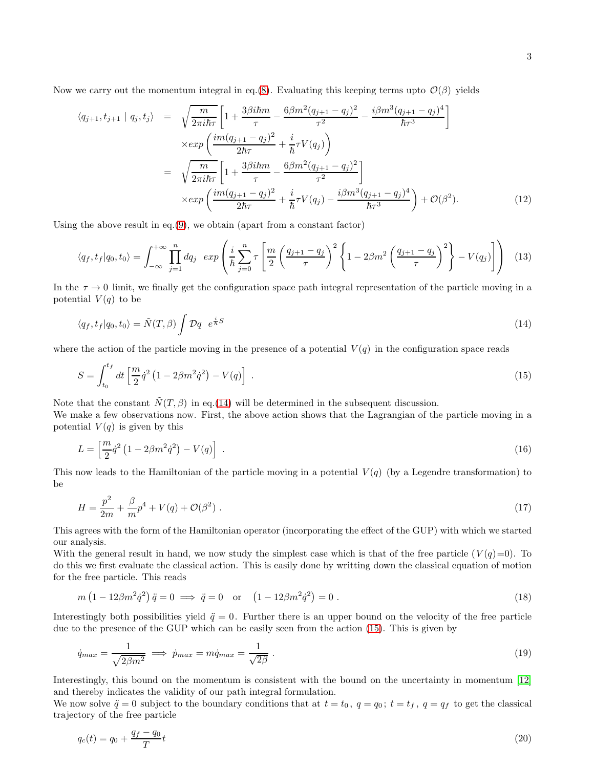Now we carry out the momentum integral in eq.(8). Evaluating this keeping terms upto $\mathcal{O}(\beta)$ yields

$$
\begin{aligned}
\langle q_{j+1}, t_{j+1} \mid q_j, t_j \rangle &= \sqrt{\frac{m}{2\pi i\hbar\tau}} \left[1 + \frac{3\beta i\hbar m}{\tau} - \frac{6\beta m^2 (q_{j+1}-q_j)^2}{\tau^2} - \frac{i\beta m^3 (q_{j+1}-q_j)^4}{\hbar\tau^3}\right] \\
&\quad \times exp\left(\frac{im(q_{j+1}-q_j)^2}{2\hbar\tau} + \frac{i}{\hbar}\tau V(q_j)\right) \\
&= \sqrt{\frac{m}{2\pi i\hbar\tau}} \left[1 + \frac{3\beta i\hbar m}{\tau} - \frac{6\beta m^2 (q_{j+1}-q_j)^2}{\tau^2}\right] \\
&\quad \times exp\left(\frac{im(q_{j+1}-q_j)^2}{2\hbar\tau} + \frac{i}{\hbar}\tau V(q_j) - \frac{i\beta m^3 (q_{j+1}-q_j)^4}{\hbar\tau^3}\right) + \mathcal{O}(\beta^2).
\end{aligned}
\tag{12}
$$

Using the above result in eq.(9), we obtain (apart from a constant factor)

$$
\langle q_f, t_f | q_0, t_0 \rangle = \int_{-\infty}^{+\infty} \prod_{j=1}^{n} dq_j \;\; exp\left(\frac{i}{\hbar}\sum_{j=0}^{n}\tau\left[\frac{m}{2}\left(\frac{q_{j+1}-q_j}{\tau}\right)^2\left\{1 - 2\beta m^2\left(\frac{q_{j+1}-q_j}{\tau}\right)^2\right\} - V(q_j)\right]\right) \tag{13}
$$

In the $\tau \to 0$ limit, we finally get the configuration space path integral representation of the particle moving in a potential $V(q)$ to be

$$
\langle q_f, t_f | q_0, t_0 \rangle = \tilde{N}(T, \beta) \int \mathcal{D}q \;\; e^{\frac{i}{\hbar}S} \tag{14}
$$

where the action of the particle moving in the presence of a potential $V(q)$ in the configuration space reads

$$
S = \int_{t_0}^{t_f} dt \left[\frac{m}{2}\dot{q}^2\left(1 - 2\beta m^2 \dot{q}^2\right) - V(q)\right] . \tag{15}
$$

Note that the constant $\tilde{N}(T, \beta)$ in eq.(14) will be determined in the subsequent discussion.
We make a few observations now. First, the above action shows that the Lagrangian of the particle moving in a potential $V(q)$ is given by this

$$
L = \left[\frac{m}{2}\dot{q}^2\left(1 - 2\beta m^2 \dot{q}^2\right) - V(q)\right] . \tag{16}
$$

This now leads to the Hamiltonian of the particle moving in a potential $V(q)$ (by a Legendre transformation) to be

$$
H = \frac{p^2}{2m} + \frac{\beta}{m}p^4 + V(q) + \mathcal{O}(\beta^2) . \tag{17}
$$

This agrees with the form of the Hamiltonian operator (incorporating the effect of the GUP) with which we started our analysis.
With the general result in hand, we now study the simplest case which is that of the free particle ($V(q)$=0). To do this we first evaluate the classical action. This is easily done by writting down the classical equation of motion for the free particle. This reads

$$
m\left(1 - 12\beta m^2 \dot{q}^2\right)\ddot{q} = 0 \implies \ddot{q} = 0 \quad \text{or} \quad \left(1 - 12\beta m^2 \dot{q}^2\right) = 0 . \tag{18}
$$

Interestingly both possibilities yield $\ddot{q} = 0$. Further there is an upper bound on the velocity of the free particle due to the presence of the GUP which can be easily seen from the action (15). This is given by

$$
\dot{q}_{max} = \frac{1}{\sqrt{2\beta m^2}} \implies \dot{p}_{max} = m\dot{q}_{max} = \frac{1}{\sqrt{2\beta}} . \tag{19}
$$

Interestingly, this bound on the momentum is consistent with the bound on the uncertainty in momentum [12] and thereby indicates the validity of our path integral formulation.
We now solve $\ddot{q} = 0$ subject to the boundary conditions that at $t = t_0$, $q = q_0$; $t = t_f$, $q = q_f$ to get the classical trajectory of the free particle

$$
q_c(t) = q_0 + \frac{q_f - q_0}{T}t \tag{20}
$$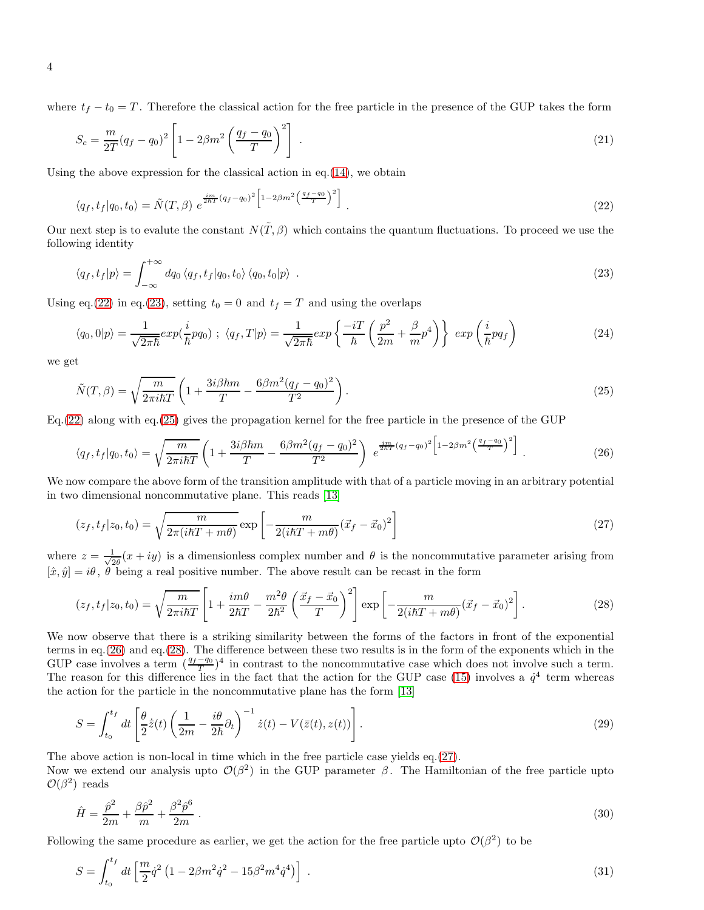where $t_f - t_0 = T$. Therefore the classical action for the free particle in the presence of the GUP takes the form

$$S_c = \frac{m}{2T}(q_f - q_0)^2 \left[1 - 2\beta m^2 \left(\frac{q_f - q_0}{T}\right)^2\right] \ . \tag{21}$$

Using the above expression for the classical action in eq.(14), we obtain

$$\langle q_f, t_f | q_0, t_0 \rangle = \tilde{N}(T, \beta)\ e^{\frac{im}{2\hbar T}(q_f - q_0)^2 \left[1 - 2\beta m^2 \left(\frac{q_f - q_0}{T}\right)^2\right]} \ . \tag{22}$$

Our next step is to evalute the constant $N(\tilde{T}, \beta)$ which contains the quantum fluctuations. To proceed we use the following identity

$$\langle q_f, t_f | p \rangle = \int_{-\infty}^{+\infty} dq_0 \, \langle q_f, t_f | q_0, t_0 \rangle \, \langle q_0, t_0 | p \rangle \ . \tag{23}$$

Using eq.(22) in eq.(23), setting $t_0 = 0$ and $t_f = T$ and using the overlaps

$$\langle q_0, 0 | p \rangle = \frac{1}{\sqrt{2\pi\hbar}} exp(\frac{i}{\hbar} p q_0) \ ; \ \langle q_f, T | p \rangle = \frac{1}{\sqrt{2\pi\hbar}} exp\left\{\frac{-iT}{\hbar}\left(\frac{p^2}{2m} + \frac{\beta}{m} p^4\right)\right\} \ exp\left(\frac{i}{\hbar} p q_f\right) \tag{24}$$

we get

$$\tilde{N}(T, \beta) = \sqrt{\frac{m}{2\pi i \hbar T}} \left(1 + \frac{3i\beta\hbar m}{T} - \frac{6\beta m^2 (q_f - q_0)^2}{T^2}\right). \tag{25}$$

Eq.(22) along with eq.(25) gives the propagation kernel for the free particle in the presence of the GUP

$$\langle q_f, t_f | q_0, t_0 \rangle = \sqrt{\frac{m}{2\pi i \hbar T}} \left(1 + \frac{3i\beta\hbar m}{T} - \frac{6\beta m^2 (q_f - q_0)^2}{T^2}\right) \ e^{\frac{im}{2\hbar T}(q_f - q_0)^2 \left[1 - 2\beta m^2 \left(\frac{q_f - q_0}{T}\right)^2\right]} \ . \tag{26}$$

We now compare the above form of the transition amplitude with that of a particle moving in an arbitrary potential in two dimensional noncommutative plane. This reads [13]

$$(z_f, t_f | z_0, t_0) = \sqrt{\frac{m}{2\pi(i\hbar T + m\theta)}} \exp\left[-\frac{m}{2(i\hbar T + m\theta)}(\vec{x}_f - \vec{x}_0)^2\right] \tag{27}$$

where $z = \frac{1}{\sqrt{2\theta}}(x + iy)$ is a dimensionless complex number and $\theta$ is the noncommutative parameter arising from $[\hat{x}, \hat{y}] = i\theta$, $\theta$ being a real positive number. The above result can be recast in the form

$$(z_f, t_f | z_0, t_0) = \sqrt{\frac{m}{2\pi i \hbar T}} \left[1 + \frac{im\theta}{2\hbar T} - \frac{m^2\theta}{2\hbar^2}\left(\frac{\vec{x}_f - \vec{x}_0}{T}\right)^2\right] \exp\left[-\frac{m}{2(i\hbar T + m\theta)}(\vec{x}_f - \vec{x}_0)^2\right]. \tag{28}$$

We now observe that there is a striking similarity between the forms of the factors in front of the exponential terms in eq.(26) and eq.(28). The difference between these two results is in the form of the exponents which in the GUP case involves a term $(\frac{q_f - q_0}{T})^4$ in contrast to the noncommutative case which does not involve such a term. The reason for this difference lies in the fact that the action for the GUP case (15) involves a $\dot{q}^4$ term whereas the action for the particle in the noncommutative plane has the form [13]

$$S = \int_{t_0}^{t_f} dt \left[\frac{\theta}{2}\dot{\bar{z}}(t)\left(\frac{1}{2m} - \frac{i\theta}{2\hbar}\partial_t\right)^{-1}\dot{z}(t) - V(\bar{z}(t), z(t))\right]. \tag{29}$$

The above action is non-local in time which in the free particle case yields eq.(27).

Now we extend our analysis upto $\mathcal{O}(\beta^2)$ in the GUP parameter $\beta$. The Hamiltonian of the free particle upto $\mathcal{O}(\beta^2)$ reads

$$\hat{H} = \frac{\hat{p}^2}{2m} + \frac{\beta\hat{p}^2}{m} + \frac{\beta^2\hat{p}^6}{2m} \ . \tag{30}$$

Following the same procedure as earlier, we get the action for the free particle upto $\mathcal{O}(\beta^2)$ to be

$$S = \int_{t_0}^{t_f} dt \left[\frac{m}{2}\dot{q}^2\left(1 - 2\beta m^2 \dot{q}^2 - 15\beta^2 m^4 \dot{q}^4\right)\right] \ . \tag{31}$$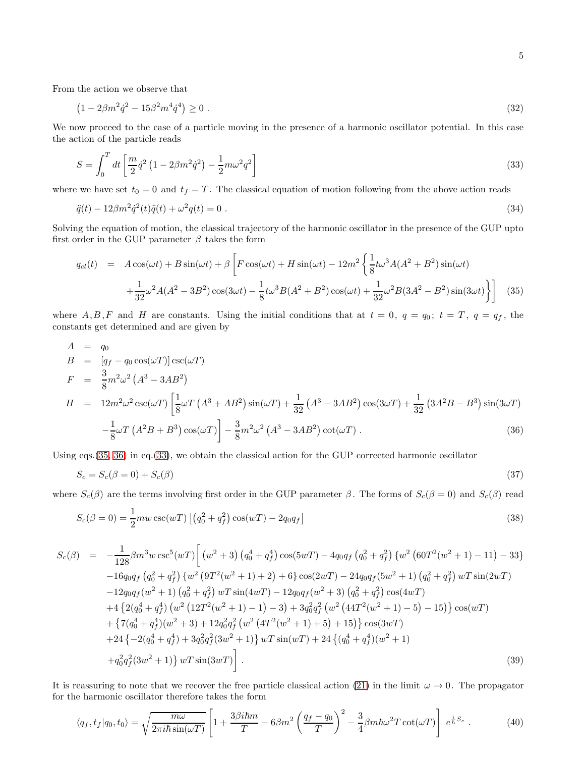From the action we observe that

$$\left(1 - 2\beta m^2 \dot{q}^2 - 15\beta^2 m^4 \dot{q}^4\right) \geq 0 \; . \tag{32}$$

We now proceed to the case of a particle moving in the presence of a harmonic oscillator potential. In this case the action of the particle reads

$$S = \int_0^T dt \left[\frac{m}{2}\dot{q}^2\left(1 - 2\beta m^2 \dot{q}^2\right) - \frac{1}{2}m\omega^2 q^2\right] \tag{33}$$

where we have set $t_0 = 0$ and $t_f = T$. The classical equation of motion following from the above action reads

$$\ddot{q}(t) - 12\beta m^2 \dot{q}^2(t)\ddot{q}(t) + \omega^2 q(t) = 0 \; . \tag{34}$$

Solving the equation of motion, the classical trajectory of the harmonic oscillator in the presence of the GUP upto first order in the GUP parameter $\beta$ takes the form

$$\begin{aligned} q_{cl}(t) \;\;=\;\; & A\cos(\omega t) + B\sin(\omega t) + \beta\left[F\cos(\omega t) + H\sin(\omega t) - 12m^2\left\{\frac{1}{8}t\omega^3 A(A^2+B^2)\sin(\omega t)\right.\right. \\ & \left.\left. + \frac{1}{32}\omega^2 A(A^2 - 3B^2)\cos(3\omega t) - \frac{1}{8}t\omega^3 B(A^2+B^2)\cos(\omega t) + \frac{1}{32}\omega^2 B(3A^2 - B^2)\sin(3\omega t)\right\}\right] \end{aligned} \tag{35}$$

where $A, B, F$ and $H$ are constants. Using the initial conditions that at $t = 0$, $q = q_0$; $t = T$, $q = q_f$, the constants get determined and are given by

$$\begin{aligned} A &= q_0 \\ B &= \left[q_f - q_0\cos(\omega T)\right]\csc(\omega T) \\ F &= \frac{3}{8}m^2\omega^2\left(A^3 - 3AB^2\right) \\ H &= 12m^2\omega^2\csc(\omega T)\left[\frac{1}{8}\omega T\left(A^3 + AB^2\right)\sin(\omega T) + \frac{1}{32}\left(A^3 - 3AB^2\right)\cos(3\omega T) + \frac{1}{32}\left(3A^2B - B^3\right)\sin(3\omega T)\right. \\ & \left. -\frac{1}{8}\omega T\left(A^2B + B^3\right)\cos(\omega T)\right] - \frac{3}{8}m^2\omega^2\left(A^3 - 3AB^2\right)\cot(\omega T) \; . \end{aligned} \tag{36}$$

Using eqs.(35, 36) in eq.(33), we obtain the classical action for the GUP corrected harmonic oscillator

$$S_c = S_c(\beta = 0) + S_c(\beta) \tag{37}$$

where $S_c(\beta)$ are the terms involving first order in the GUP parameter $\beta$. The forms of $S_c(\beta = 0)$ and $S_c(\beta)$ read

$$S_c(\beta = 0) = \frac{1}{2}mw\csc(wT)\left[\left(q_0^2 + q_f^2\right)\cos(wT) - 2q_0 q_f\right] \tag{38}$$

$$\begin{aligned} S_c(\beta) \;\;=\;\; & -\frac{1}{128}\beta m^3 w\csc^5(wT)\Big[\left(w^2+3\right)\left(q_0^4 + q_f^4\right)\cos(5wT) - 4q_0 q_f\left(q_0^2 + q_f^2\right)\left\{w^2\left(60T^2(w^2+1) - 11\right) - 33\right\} \\ & -16q_0 q_f\left(q_0^2 + q_f^2\right)\left\{w^2\left(9T^2(w^2+1) + 2\right) + 6\right\}\cos(2wT) - 24q_0 q_f(5w^2+1)\left(q_0^2 + q_f^2\right)wT\sin(2wT) \\ & -12q_0 q_f(w^2+1)\left(q_0^2 + q_f^2\right)wT\sin(4wT) - 12q_0 q_f(w^2+3)\left(q_0^2 + q_f^2\right)\cos(4wT) \\ & +4\left\{2(q_0^4 + q_f^4)\left(w^2\left(12T^2(w^2+1) - 1\right) - 3\right) + 3q_0^2 q_f^2\left(w^2\left(44T^2(w^2+1) - 5\right) - 15\right)\right\}\cos(wT) \\ & +\left\{7(q_0^4 + q_f^4)(w^2+3) + 12q_0^2 q_f^2\left(w^2\left(4T^2(w^2+1) + 5\right) + 15\right)\right\}\cos(3wT) \\ & +24\left\{-2(q_0^4 + q_f^4) + 3q_0^2 q_f^2(3w^2+1)\right\}wT\sin(wT) + 24\left\{(q_0^4 + q_f^4)(w^2+1)\right. \\ & \left. +q_0^2 q_f^2(3w^2+1)\right\}wT\sin(3wT)\Big] \; . \end{aligned} \tag{39}$$

It is reassuring to note that we recover the free particle classical action (21) in the limit $\omega \to 0$. The propagator for the harmonic oscillator therefore takes the form

$$\langle q_f, t_f | q_0, t_0\rangle = \sqrt{\frac{m\omega}{2\pi i\hbar\sin(\omega T)}}\left[1 + \frac{3\beta i\hbar m}{T} - 6\beta m^2\left(\frac{q_f - q_0}{T}\right)^2 - \frac{3}{4}\beta m\hbar\omega^2 T\cot(\omega T)\right]\; e^{\frac{i}{\hbar}S_c} \; . \tag{40}$$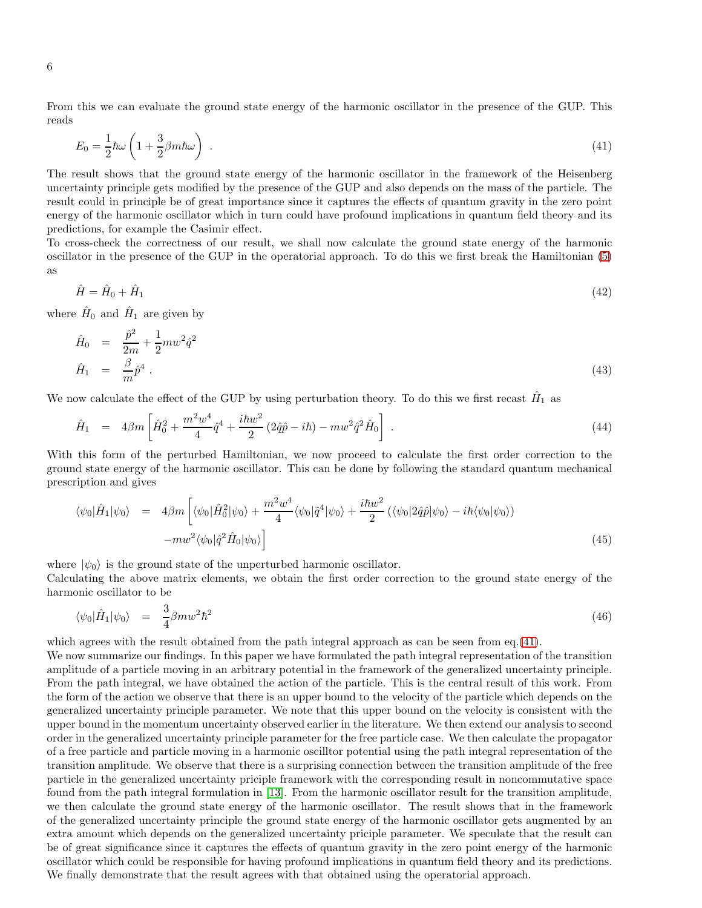From this we can evaluate the ground state energy of the harmonic oscillator in the presence of the GUP. This reads

$$E_0 = \frac{1}{2}\hbar\omega\left(1 + \frac{3}{2}\beta m\hbar\omega\right) \ . \tag{41}$$

The result shows that the ground state energy of the harmonic oscillator in the framework of the Heisenberg uncertainty principle gets modified by the presence of the GUP and also depends on the mass of the particle. The result could in principle be of great importance since it captures the effects of quantum gravity in the zero point energy of the harmonic oscillator which in turn could have profound implications in quantum field theory and its predictions, for example the Casimir effect.
To cross-check the correctness of our result, we shall now calculate the ground state energy of the harmonic oscillator in the presence of the GUP in the operatorial approach. To do this we first break the Hamiltonian (5) as

$$\hat{H} = \hat{H}_0 + \hat{H}_1 \tag{42}$$

where $\hat{H}_0$ and $\hat{H}_1$ are given by

$$\begin{aligned}
\hat{H}_0 &= \frac{\hat{p}^2}{2m} + \frac{1}{2}mw^2\hat{q}^2 \\
\hat{H}_1 &= \frac{\beta}{m}\hat{p}^4 \ .
\end{aligned} \tag{43}$$

We now calculate the effect of the GUP by using perturbation theory. To do this we first recast $\hat{H}_1$ as

$$\hat{H}_1 = 4\beta m\left[\hat{H}_0^2 + \frac{m^2w^4}{4}\hat{q}^4 + \frac{i\hbar w^2}{2}\left(2\hat{q}\hat{p} - i\hbar\right) - mw^2\hat{q}^2\hat{H}_0\right] \ . \tag{44}$$

With this form of the perturbed Hamiltonian, we now proceed to calculate the first order correction to the ground state energy of the harmonic oscillator. This can be done by following the standard quantum mechanical prescription and gives

$$\begin{aligned}
\langle\psi_0|\hat{H}_1|\psi_0\rangle &= 4\beta m\left[\langle\psi_0|\hat{H}_0^2|\psi_0\rangle + \frac{m^2w^4}{4}\langle\psi_0|\hat{q}^4|\psi_0\rangle + \frac{i\hbar w^2}{2}\left(\langle\psi_0|2\hat{q}\hat{p}|\psi_0\rangle - i\hbar\langle\psi_0|\psi_0\rangle\right)\right. \\
&\quad \left. - mw^2\langle\psi_0|\hat{q}^2\hat{H}_0|\psi_0\rangle\right]
\end{aligned} \tag{45}$$

where $|\psi_0\rangle$ is the ground state of the unperturbed harmonic oscillator.
Calculating the above matrix elements, we obtain the first order correction to the ground state energy of the harmonic oscillator to be

$$\langle\psi_0|\hat{H}_1|\psi_0\rangle = \frac{3}{4}\beta mw^2\hbar^2 \tag{46}$$

which agrees with the result obtained from the path integral approach as can be seen from eq.(41).
We now summarize our findings. In this paper we have formulated the path integral representation of the transition amplitude of a particle moving in an arbitrary potential in the framework of the generalized uncertainty principle. From the path integral, we have obtained the action of the particle. This is the central result of this work. From the form of the action we observe that there is an upper bound to the velocity of the particle which depends on the generalized uncertainty principle parameter. We note that this upper bound on the velocity is consistent with the upper bound in the momentum uncertainty observed earlier in the literature. We then extend our analysis to second order in the generalized uncertainty principle parameter for the free particle case. We then calculate the propagator of a free particle and particle moving in a harmonic oscillltor potential using the path integral representation of the transition amplitude. We observe that there is a surprising connection between the transition amplitude of the free particle in the generalized uncertainty priciple framework with the corresponding result in noncommutative space found from the path integral formulation in [13]. From the harmonic oscillator result for the transition amplitude, we then calculate the ground state energy of the harmonic oscillator. The result shows that in the framework of the generalized uncertainty principle the ground state energy of the harmonic oscillator gets augmented by an extra amount which depends on the generalized uncertainty priciple parameter. We speculate that the result can be of great significance since it captures the effects of quantum gravity in the zero point energy of the harmonic oscillator which could be responsible for having profound implications in quantum field theory and its predictions. We finally demonstrate that the result agrees with that obtained using the operatorial approach.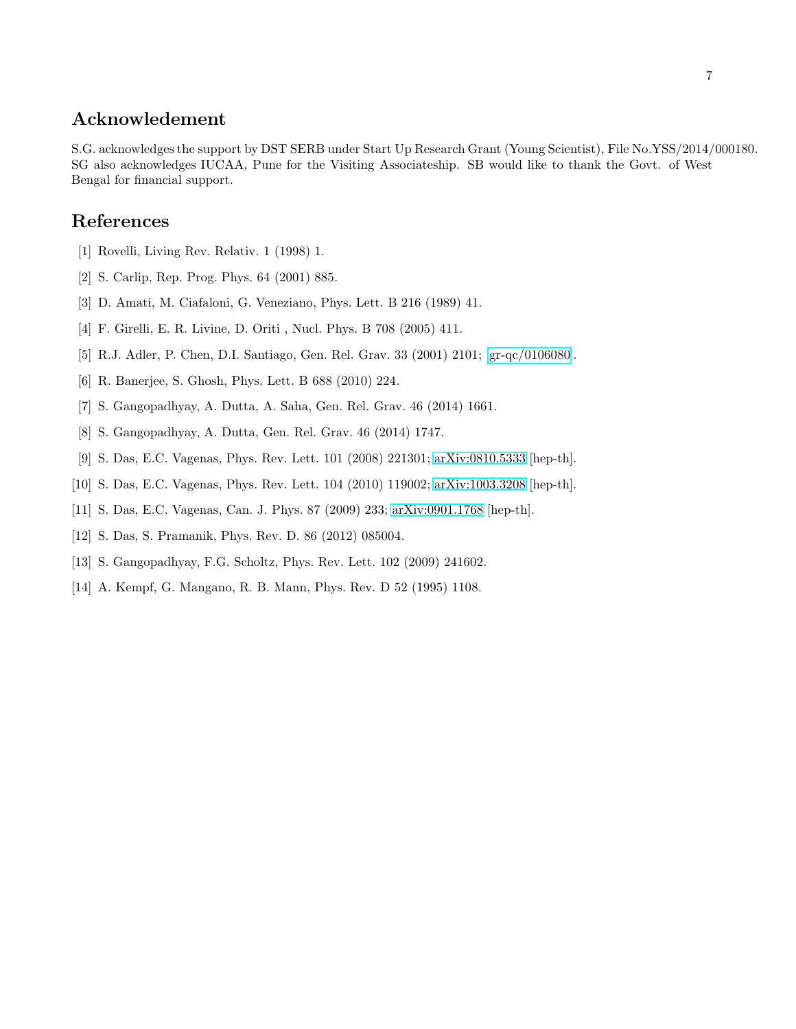## Acknowledement

S.G. acknowledges the support by DST SERB under Start Up Research Grant (Young Scientist), File No.YSS/2014/000180. SG also acknowledges IUCAA, Pune for the Visiting Associateship. SB would like to thank the Govt. of West Bengal for financial support.

## References

[1] Rovelli, Living Rev. Relativ. 1 (1998) 1.

[2] S. Carlip, Rep. Prog. Phys. 64 (2001) 885.

[3] D. Amati, M. Ciafaloni, G. Veneziano, Phys. Lett. B 216 (1989) 41.

[4] F. Girelli, E. R. Livine, D. Oriti , Nucl. Phys. B 708 (2005) 411.

[5] R.J. Adler, P. Chen, D.I. Santiago, Gen. Rel. Grav. 33 (2001) 2101; gr-qc/0106080.

[6] R. Banerjee, S. Ghosh, Phys. Lett. B 688 (2010) 224.

[7] S. Gangopadhyay, A. Dutta, A. Saha, Gen. Rel. Grav. 46 (2014) 1661.

[8] S. Gangopadhyay, A. Dutta, Gen. Rel. Grav. 46 (2014) 1747.

[9] S. Das, E.C. Vagenas, Phys. Rev. Lett. 101 (2008) 221301; arXiv:0810.5333 [hep-th].

[10] S. Das, E.C. Vagenas, Phys. Rev. Lett. 104 (2010) 119002; arXiv:1003.3208 [hep-th].

[11] S. Das, E.C. Vagenas, Can. J. Phys. 87 (2009) 233; arXiv:0901.1768 [hep-th].

[12] S. Das, S. Pramanik, Phys. Rev. D. 86 (2012) 085004.

[13] S. Gangopadhyay, F.G. Scholtz, Phys. Rev. Lett. 102 (2009) 241602.

[14] A. Kempf, G. Mangano, R. B. Mann, Phys. Rev. D 52 (1995) 1108.